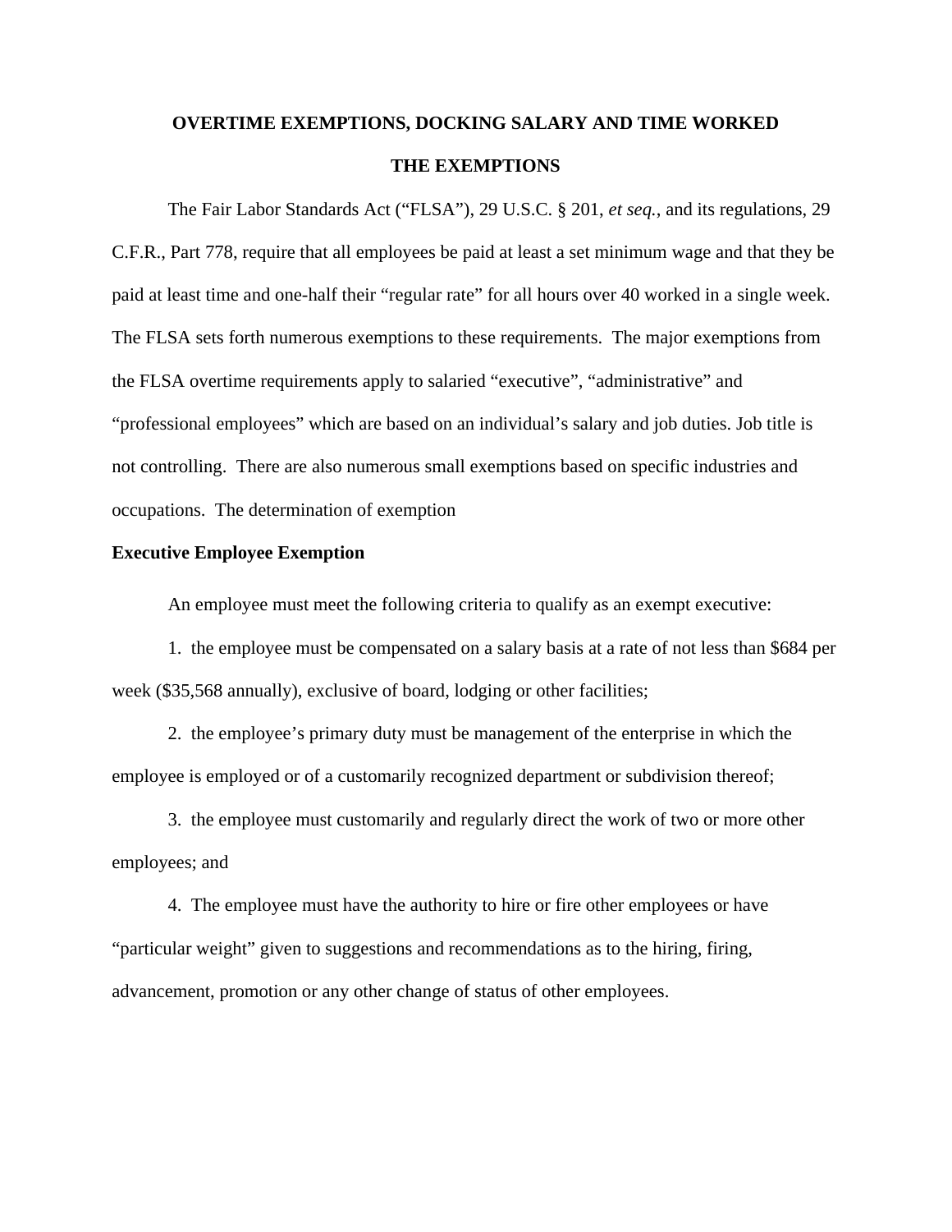# OVERTIME EXEMPTIONS, DOCKING SALARY AND TIME WORKED

## THE EXEMPTIONS

The Fair Labor Standards Act ("FLSA"), 29 U.S.C. § 201, *et seq.*, and its regulations, 29 C.F.R., Part 778, require that all employees be paid at least a set minimum wage and that they be paid at least time and one-half their "regular rate" for all hours over 40 worked in a single week. The FLSA sets forth numerous exemptions to these requirements. The major exemptions from the FLSA overtime requirements apply to salaried "executive", "administrative" and "professional employees" which are based on an individual's salary and job duties. Job title is not controlling. There are also numerous small exemptions based on specific industries and occupations. The determination of exemption

### Executive Employee Exemption

An employee must meet the following criteria to qualify as an exempt executive:

1. the employee must be compensated on a salary basis at a rate of not less than $684 per week ($35,568 annually), exclusive of board, lodging or other facilities;

2. the employee's primary duty must be management of the enterprise in which the employee is employed or of a customarily recognized department or subdivision thereof;

3. the employee must customarily and regularly direct the work of two or more other employees; and

4. The employee must have the authority to hire or fire other employees or have "particular weight" given to suggestions and recommendations as to the hiring, firing, advancement, promotion or any other change of status of other employees.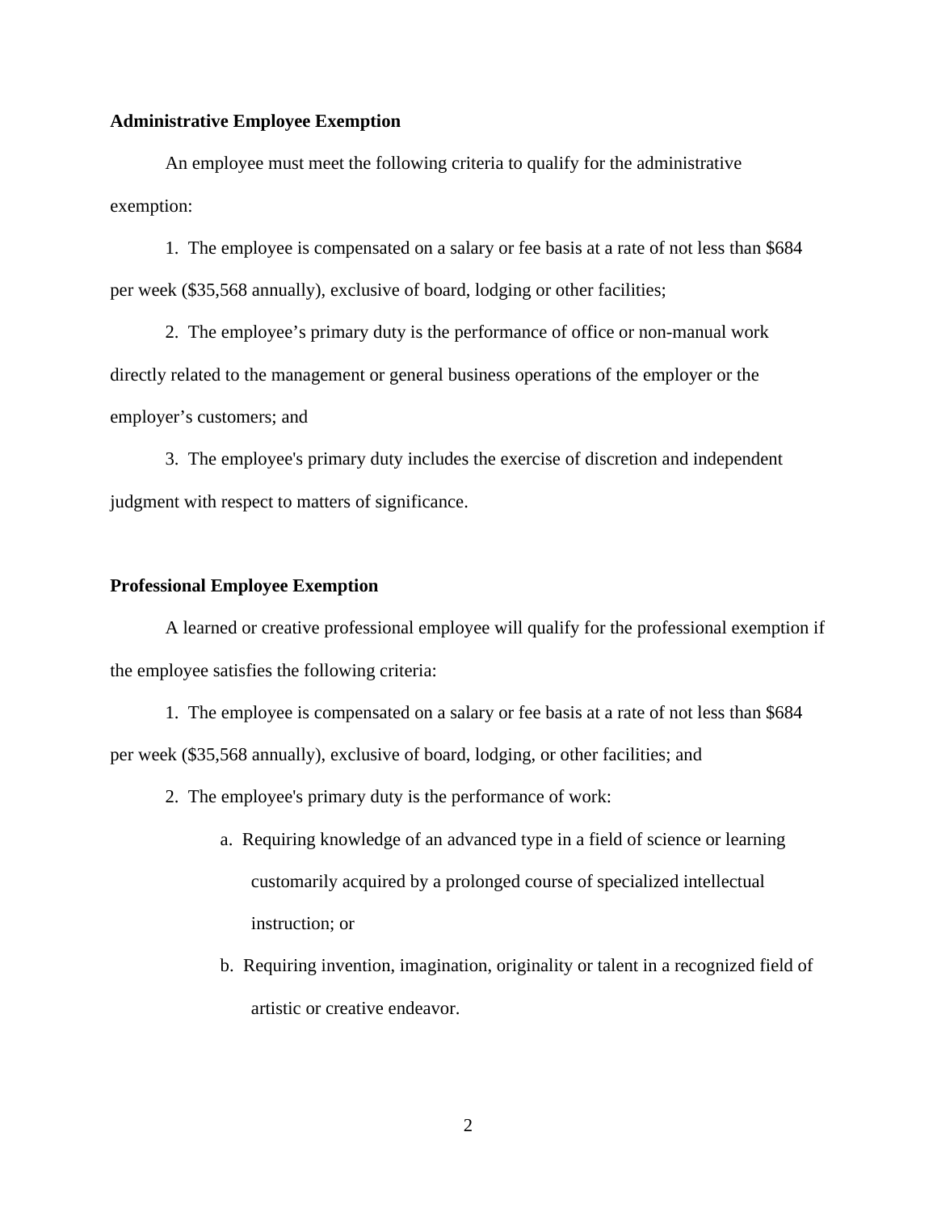**Administrative Employee Exemption**

An employee must meet the following criteria to qualify for the administrative exemption:

1. The employee is compensated on a salary or fee basis at a rate of not less than $684 per week ($35,568 annually), exclusive of board, lodging or other facilities;

2. The employee's primary duty is the performance of office or non-manual work directly related to the management or general business operations of the employer or the employer's customers; and

3. The employee's primary duty includes the exercise of discretion and independent judgment with respect to matters of significance.

**Professional Employee Exemption**

A learned or creative professional employee will qualify for the professional exemption if the employee satisfies the following criteria:

1. The employee is compensated on a salary or fee basis at a rate of not less than $684 per week ($35,568 annually), exclusive of board, lodging, or other facilities; and

2. The employee's primary duty is the performance of work:

   a. Requiring knowledge of an advanced type in a field of science or learning customarily acquired by a prolonged course of specialized intellectual instruction; or

   b. Requiring invention, imagination, originality or talent in a recognized field of artistic or creative endeavor.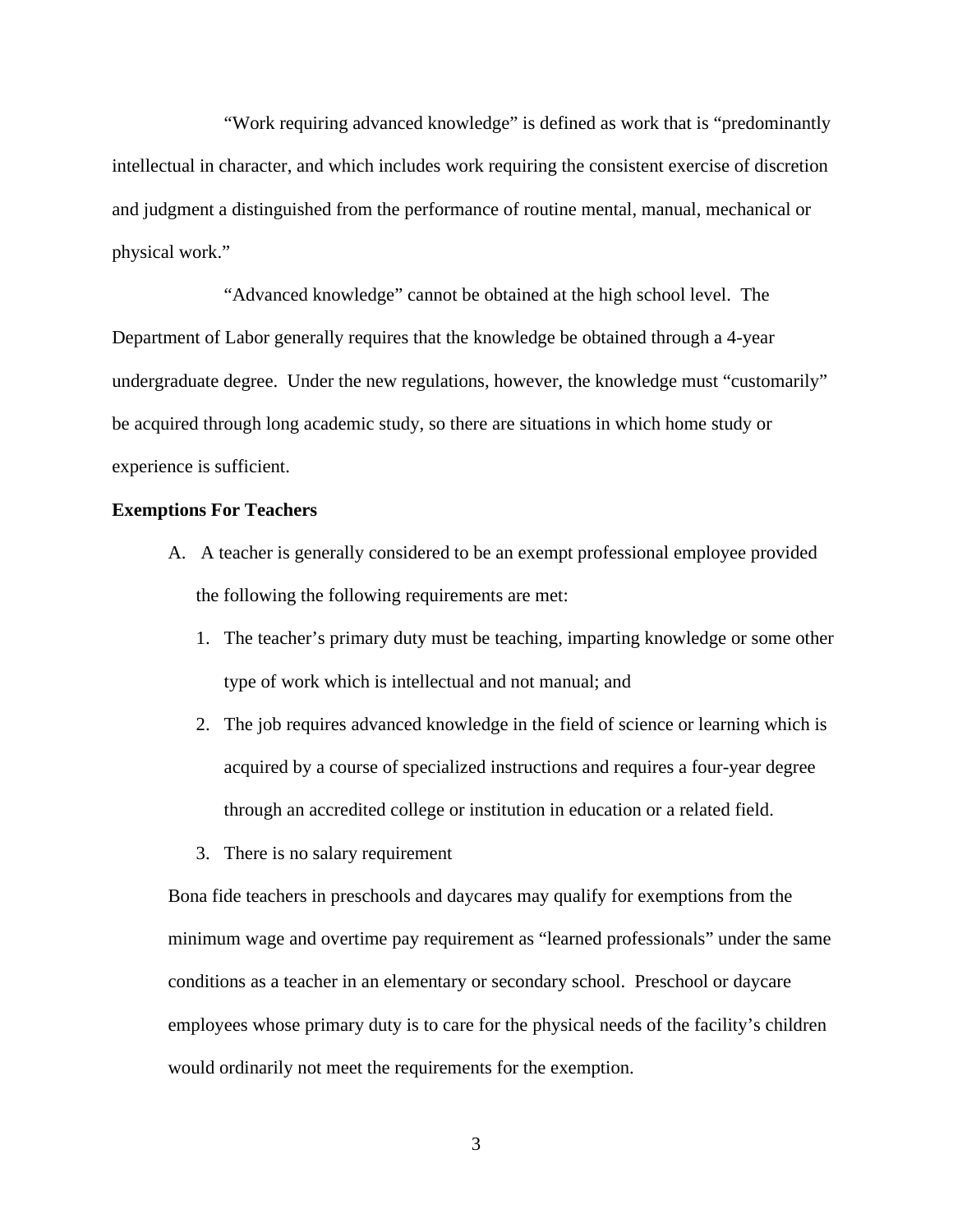"Work requiring advanced knowledge" is defined as work that is "predominantly intellectual in character, and which includes work requiring the consistent exercise of discretion and judgment a distinguished from the performance of routine mental, manual, mechanical or physical work."

"Advanced knowledge" cannot be obtained at the high school level. The Department of Labor generally requires that the knowledge be obtained through a 4-year undergraduate degree. Under the new regulations, however, the knowledge must "customarily" be acquired through long academic study, so there are situations in which home study or experience is sufficient.

**Exemptions For Teachers**

A. A teacher is generally considered to be an exempt professional employee provided the following the following requirements are met:

   1. The teacher's primary duty must be teaching, imparting knowledge or some other type of work which is intellectual and not manual; and
   2. The job requires advanced knowledge in the field of science or learning which is acquired by a course of specialized instructions and requires a four-year degree through an accredited college or institution in education or a related field.
   3. There is no salary requirement

   Bona fide teachers in preschools and daycares may qualify for exemptions from the minimum wage and overtime pay requirement as "learned professionals" under the same conditions as a teacher in an elementary or secondary school. Preschool or daycare employees whose primary duty is to care for the physical needs of the facility's children would ordinarily not meet the requirements for the exemption.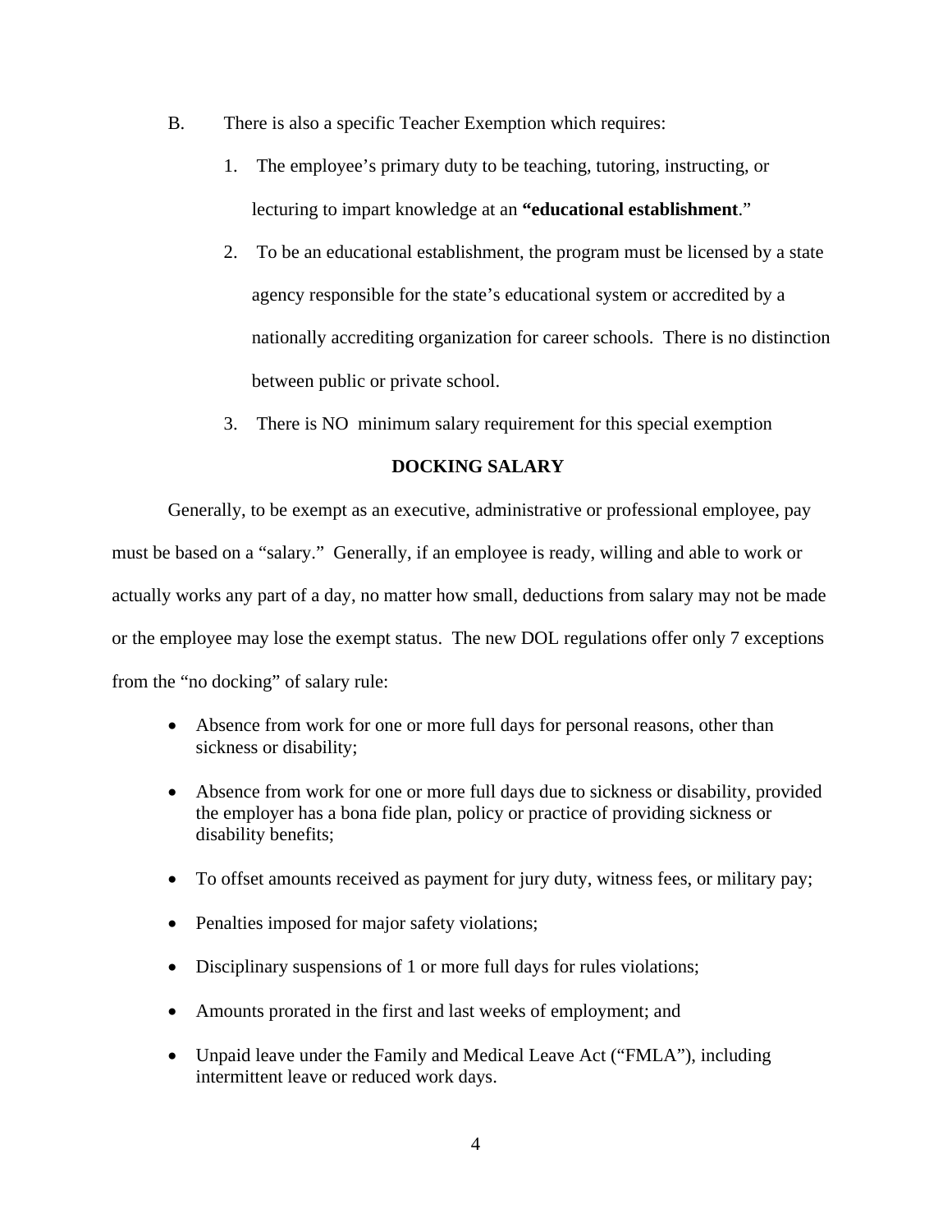B. There is also a specific Teacher Exemption which requires:

1. The employee's primary duty to be teaching, tutoring, instructing, or lecturing to impart knowledge at an **"educational establishment**."

2. To be an educational establishment, the program must be licensed by a state agency responsible for the state's educational system or accredited by a nationally accrediting organization for career schools. There is no distinction between public or private school.

3. There is NO minimum salary requirement for this special exemption

**DOCKING SALARY**

Generally, to be exempt as an executive, administrative or professional employee, pay must be based on a "salary." Generally, if an employee is ready, willing and able to work or actually works any part of a day, no matter how small, deductions from salary may not be made or the employee may lose the exempt status. The new DOL regulations offer only 7 exceptions from the "no docking" of salary rule:

- Absence from work for one or more full days for personal reasons, other than sickness or disability;
- Absence from work for one or more full days due to sickness or disability, provided the employer has a bona fide plan, policy or practice of providing sickness or disability benefits;
- To offset amounts received as payment for jury duty, witness fees, or military pay;
- Penalties imposed for major safety violations;
- Disciplinary suspensions of 1 or more full days for rules violations;
- Amounts prorated in the first and last weeks of employment; and
- Unpaid leave under the Family and Medical Leave Act ("FMLA"), including intermittent leave or reduced work days.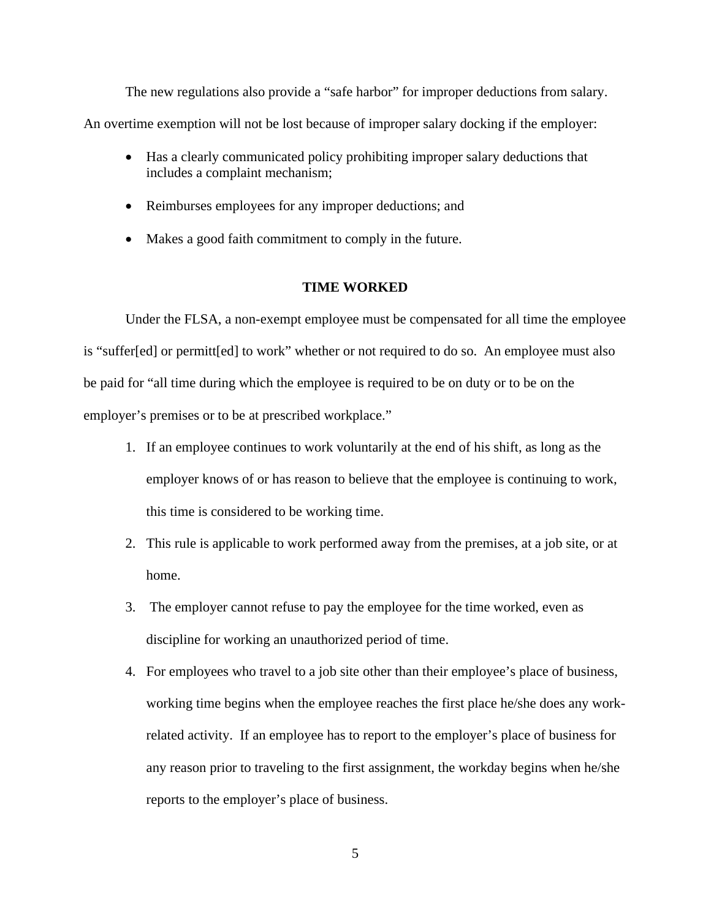The new regulations also provide a "safe harbor" for improper deductions from salary. An overtime exemption will not be lost because of improper salary docking if the employer:

- Has a clearly communicated policy prohibiting improper salary deductions that includes a complaint mechanism;
- Reimburses employees for any improper deductions; and
- Makes a good faith commitment to comply in the future.

## TIME WORKED

Under the FLSA, a non-exempt employee must be compensated for all time the employee is "suffer[ed] or permitt[ed] to work" whether or not required to do so. An employee must also be paid for "all time during which the employee is required to be on duty or to be on the employer's premises or to be at prescribed workplace."

1. If an employee continues to work voluntarily at the end of his shift, as long as the employer knows of or has reason to believe that the employee is continuing to work, this time is considered to be working time.
2. This rule is applicable to work performed away from the premises, at a job site, or at home.
3. The employer cannot refuse to pay the employee for the time worked, even as discipline for working an unauthorized period of time.
4. For employees who travel to a job site other than their employee's place of business, working time begins when the employee reaches the first place he/she does any work-related activity. If an employee has to report to the employer's place of business for any reason prior to traveling to the first assignment, the workday begins when he/she reports to the employer's place of business.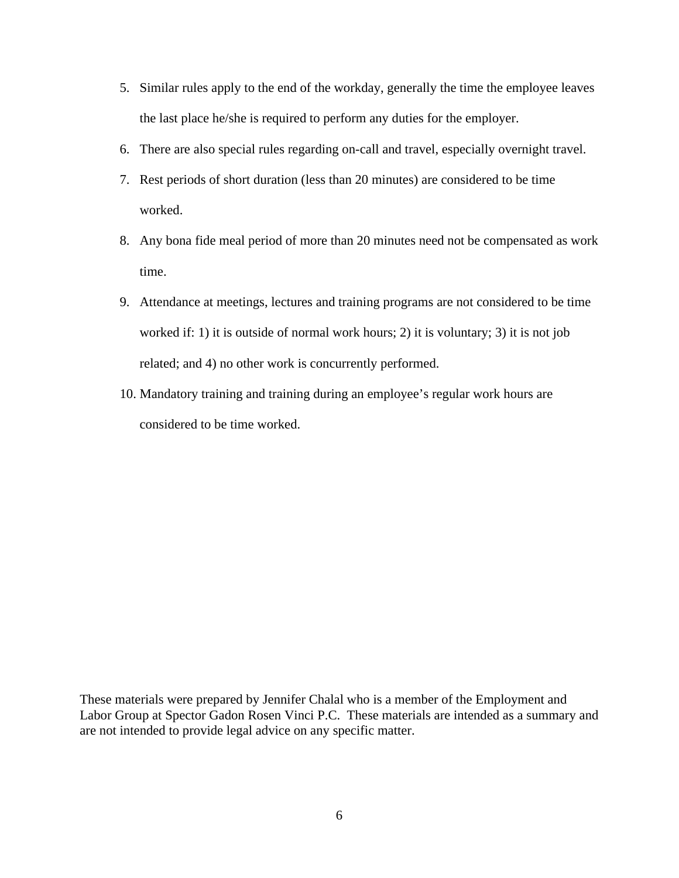5. Similar rules apply to the end of the workday, generally the time the employee leaves the last place he/she is required to perform any duties for the employer.
6. There are also special rules regarding on-call and travel, especially overnight travel.
7. Rest periods of short duration (less than 20 minutes) are considered to be time worked.
8. Any bona fide meal period of more than 20 minutes need not be compensated as work time.
9. Attendance at meetings, lectures and training programs are not considered to be time worked if: 1) it is outside of normal work hours; 2) it is voluntary; 3) it is not job related; and 4) no other work is concurrently performed.
10. Mandatory training and training during an employee's regular work hours are considered to be time worked.

These materials were prepared by Jennifer Chalal who is a member of the Employment and Labor Group at Spector Gadon Rosen Vinci P.C. These materials are intended as a summary and are not intended to provide legal advice on any specific matter.